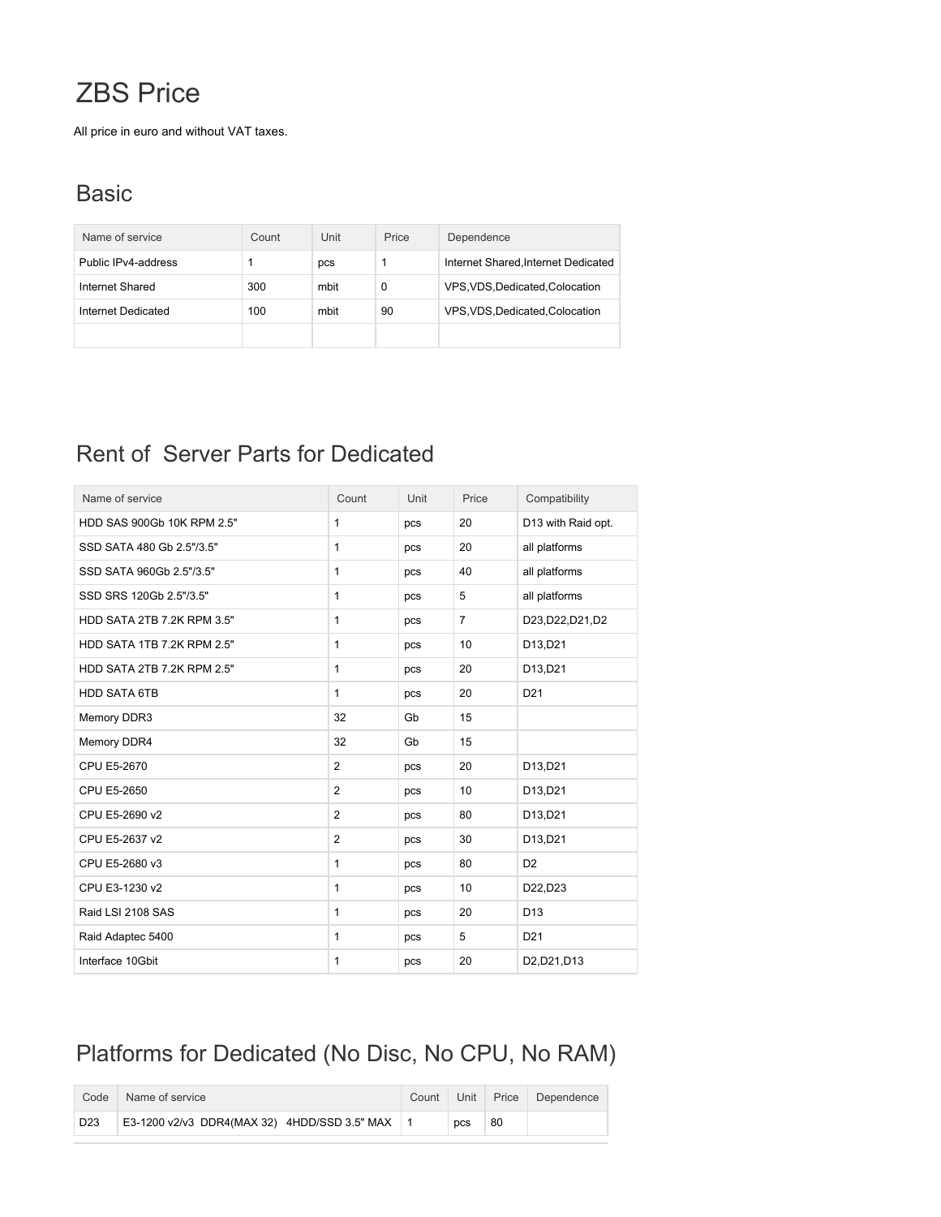# ZBS Price

All price in euro and without VAT taxes.

## Basic

| Name of service | Count | Unit | Price | Dependence |
| --- | --- | --- | --- | --- |
| Public IPv4-address | 1 | pcs | 1 | Internet Shared,Internet Dedicated |
| Internet Shared | 300 | mbit | 0 | VPS,VDS,Dedicated,Colocation |
| Internet Dedicated | 100 | mbit | 90 | VPS,VDS,Dedicated,Colocation |
| | | | | |

## Rent of Server Parts for Dedicated

| Name of service | Count | Unit | Price | Compatibility |
| --- | --- | --- | --- | --- |
| HDD SAS 900Gb 10K RPM 2.5" | 1 | pcs | 20 | D13 with Raid opt. |
| SSD SATA 480 Gb 2.5"/3.5" | 1 | pcs | 20 | all platforms |
| SSD SATA 960Gb 2.5"/3.5" | 1 | pcs | 40 | all platforms |
| SSD SRS 120Gb 2.5"/3.5" | 1 | pcs | 5 | all platforms |
| HDD SATA 2TB 7.2K RPM 3.5" | 1 | pcs | 7 | D23,D22,D21,D2 |
| HDD SATA 1TB 7.2K RPM 2.5" | 1 | pcs | 10 | D13,D21 |
| HDD SATA 2TB 7.2K RPM 2.5" | 1 | pcs | 20 | D13,D21 |
| HDD SATA 6TB | 1 | pcs | 20 | D21 |
| Memory DDR3 | 32 | Gb | 15 | |
| Memory DDR4 | 32 | Gb | 15 | |
| CPU E5-2670 | 2 | pcs | 20 | D13,D21 |
| CPU E5-2650 | 2 | pcs | 10 | D13,D21 |
| CPU E5-2690 v2 | 2 | pcs | 80 | D13,D21 |
| CPU E5-2637 v2 | 2 | pcs | 30 | D13,D21 |
| CPU E5-2680 v3 | 1 | pcs | 80 | D2 |
| CPU E3-1230 v2 | 1 | pcs | 10 | D22,D23 |
| Raid LSI 2108 SAS | 1 | pcs | 20 | D13 |
| Raid Adaptec 5400 | 1 | pcs | 5 | D21 |
| Interface 10Gbit | 1 | pcs | 20 | D2,D21,D13 |

## Platforms for Dedicated (No Disc, No CPU, No RAM)

| Code | Name of service | Count | Unit | Price | Dependence |
| --- | --- | --- | --- | --- | --- |
| D23 | E3-1200 v2/v3 DDR4(MAX 32) 4HDD/SSD 3.5" MAX | 1 | pcs | 80 | |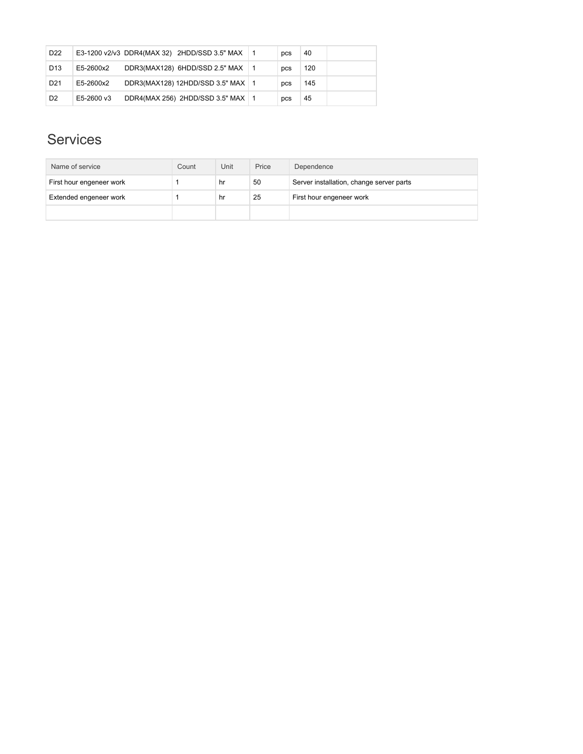| | | | | | |
|---|---|---|---|---|---|
| D22 | E3-1200 v2/v3 DDR4(MAX 32) 2HDD/SSD 3.5" MAX | 1 | pcs | 40 | |
| D13 | E5-2600x2 DDR3(MAX128) 6HDD/SSD 2.5" MAX | 1 | pcs | 120 | |
| D21 | E5-2600x2 DDR3(MAX128) 12HDD/SSD 3.5" MAX | 1 | pcs | 145 | |
| D2 | E5-2600 v3 DDR4(MAX 256) 2HDD/SSD 3.5" MAX | 1 | pcs | 45 | |

## Services

| Name of service | Count | Unit | Price | Dependence |
|---|---|---|---|---|
| First hour engeneer work | 1 | hr | 50 | Server installation, change server parts |
| Extended engeneer work | 1 | hr | 25 | First hour engeneer work |
| | | | | |